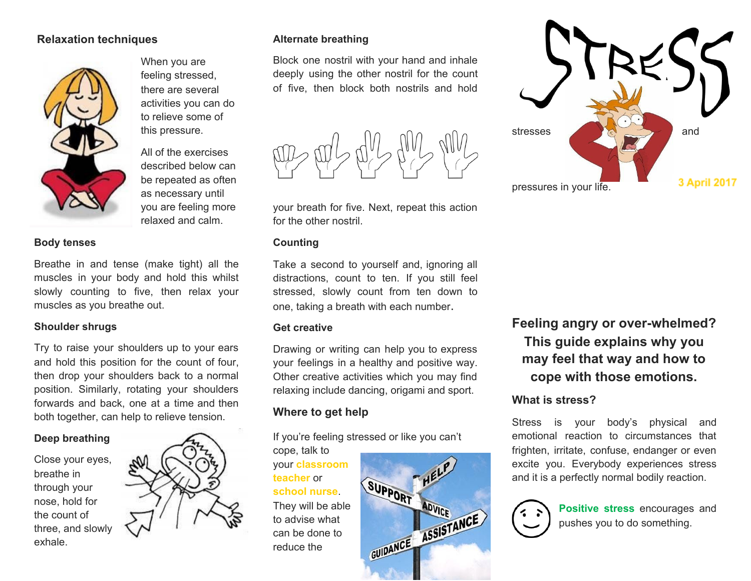## Relaxation techniques

When you are feeling stressed, there are several activities you can do to relieve some of this pressure.

All of the exercises described below can be repeated as often as necessary until you are feeling more relaxed and calm.

### Body tenses

Breathe in and tense (make tight) all the muscles in your body and hold this whilst slowly counting to five, then relax your muscles as you breathe out.

### Shoulder shrugs

Try to raise your shoulders up to your ears and hold this position for the count of four, then drop your shoulders back to a normal position. Similarly, rotating your shoulders forwards and back, one at a time and then both together, can help to relieve tension.

### Deep breathing

Close your eyes, breathe in through your nose, hold for the count of three, and slowly exhale.

### Alternate breathing

Block one nostril with your hand and inhale deeply using the other nostril for the count of five, then block both nostrils and hold your breath for five. Next, repeat this action for the other nostril.

### Counting

Take a second to yourself and, ignoring all distractions, count to ten. If you still feel stressed, slowly count from ten down to one, taking a breath with each number.

### Get creative

Drawing or writing can help you to express your feelings in a healthy and positive way. Other creative activities which you may find relaxing include dancing, origami and sport.

### Where to get help

If you're feeling stressed or like you can't cope, talk to your **classroom teacher** or **school nurse**. They will be able to advise what can be done to reduce the

# STRESS

stresses and pressures in your life.

3 April 2017

## Feeling angry or over-whelmed? This guide explains why you may feel that way and how to cope with those emotions.

### What is stress?

Stress is your body's physical and emotional reaction to circumstances that frighten, irritate, confuse, endanger or even excite you. Everybody experiences stress and it is a perfectly normal bodily reaction.

**Positive stress** encourages and pushes you to do something.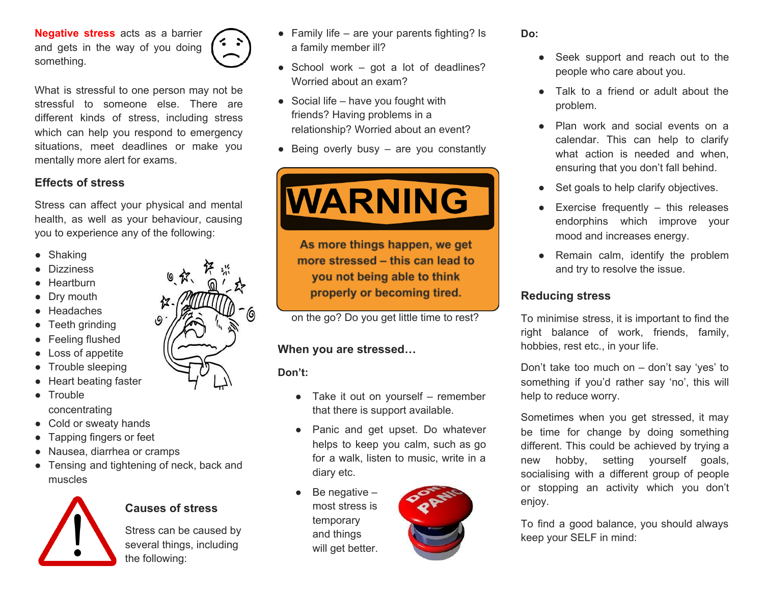**Negative stress** acts as a barrier and gets in the way of you doing something.

What is stressful to one person may not be stressful to someone else. There are different kinds of stress, including stress which can help you respond to emergency situations, meet deadlines or make you mentally more alert for exams.

### Effects of stress

Stress can affect your physical and mental health, as well as your behaviour, causing you to experience any of the following:

- Shaking
- Dizziness
- Heartburn
- Dry mouth
- Headaches
- Teeth grinding
- Feeling flushed
- Loss of appetite
- Trouble sleeping
- Heart beating faster
- Trouble concentrating
- Cold or sweaty hands
- Tapping fingers or feet
- Nausea, diarrhea or cramps
- Tensing and tightening of neck, back and muscles

### Causes of stress

Stress can be caused by several things, including the following:

- Family life – are your parents fighting? Is a family member ill?
- School work – got a lot of deadlines? Worried about an exam?
- Social life – have you fought with friends? Having problems in a relationship? Worried about an event?
- Being overly busy – are you constantly on the go? Do you get little time to rest?

**WARNING**

**As more things happen, we get more stressed – this can lead to you not being able to think properly or becoming tired.**

### When you are stressed…

**Don't:**

- Take it out on yourself – remember that there is support available.
- Panic and get upset. Do whatever helps to keep you calm, such as go for a walk, listen to music, write in a diary etc.
- Be negative – most stress is temporary and things will get better.

**Do:**

- Seek support and reach out to the people who care about you.
- Talk to a friend or adult about the problem.
- Plan work and social events on a calendar. This can help to clarify what action is needed and when, ensuring that you don't fall behind.
- Set goals to help clarify objectives.
- Exercise frequently – this releases endorphins which improve your mood and increases energy.
- Remain calm, identify the problem and try to resolve the issue.

### Reducing stress

To minimise stress, it is important to find the right balance of work, friends, family, hobbies, rest etc., in your life.

Don't take too much on – don't say 'yes' to something if you'd rather say 'no', this will help to reduce worry.

Sometimes when you get stressed, it may be time for change by doing something different. This could be achieved by trying a new hobby, setting yourself goals, socialising with a different group of people or stopping an activity which you don't enjoy.

To find a good balance, you should always keep your SELF in mind: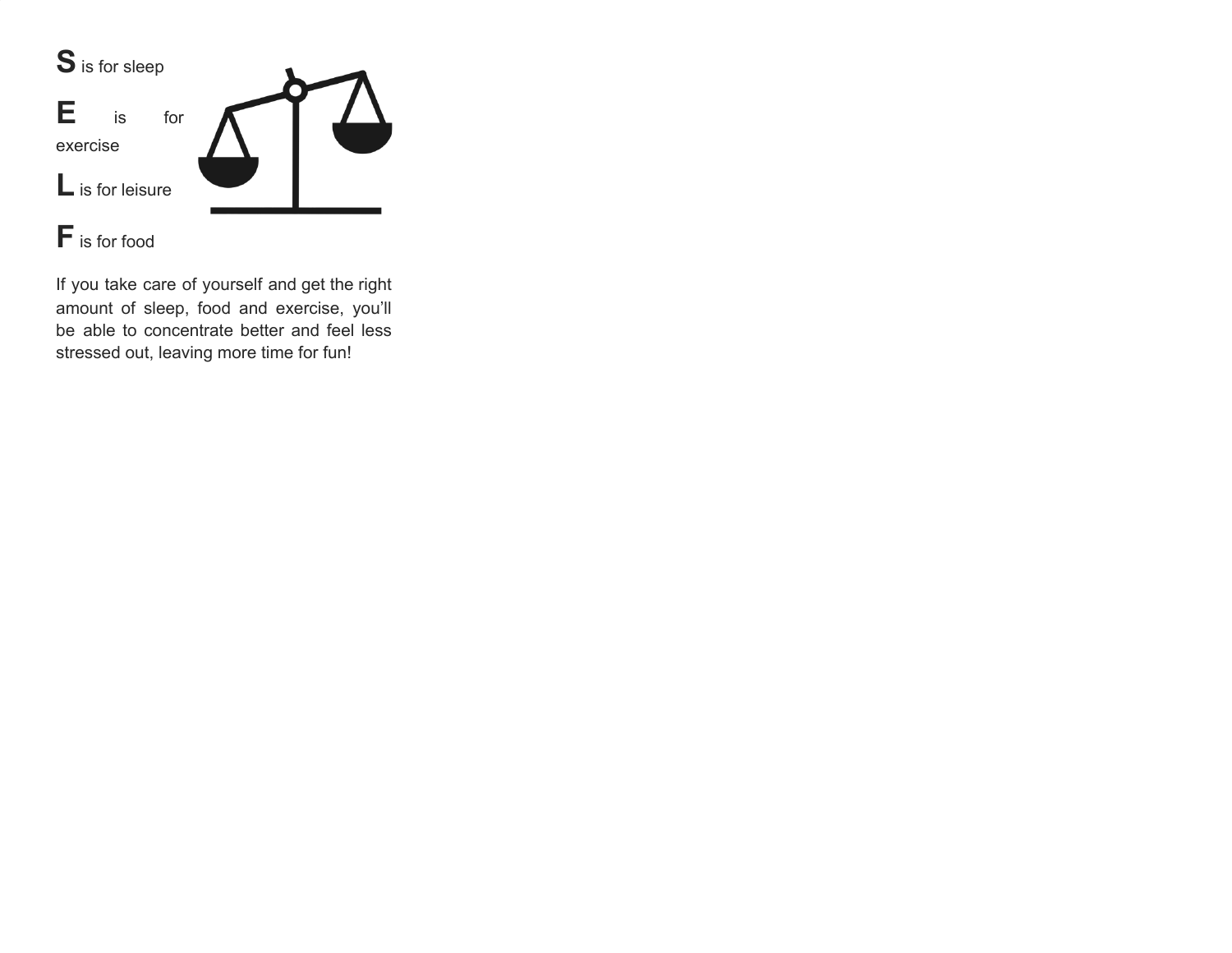**S** is for sleep

**E** is for exercise

**L** is for leisure

**F** is for food

If you take care of yourself and get the right amount of sleep, food and exercise, you'll be able to concentrate better and feel less stressed out, leaving more time for fun!